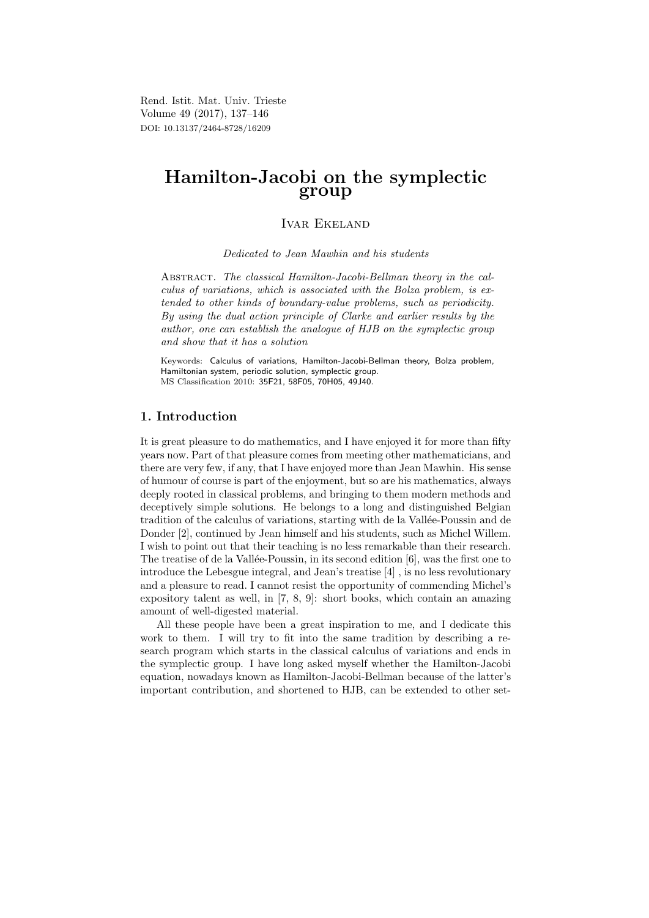Rend. Istit. Mat. Univ. Trieste
Volume 49 (2017), 137–146
DOI: 10.13137/2464-8728/16209

# Hamilton-Jacobi on the symplectic group

Ivar Ekeland

*Dedicated to Jean Mawhin and his students*

Abstract. *The classical Hamilton-Jacobi-Bellman theory in the calculus of variations, which is associated with the Bolza problem, is extended to other kinds of boundary-value problems, such as periodicity. By using the dual action principle of Clarke and earlier results by the author, one can establish the analogue of HJB on the symplectic group and show that it has a solution*

Keywords: Calculus of variations, Hamilton-Jacobi-Bellman theory, Bolza problem, Hamiltonian system, periodic solution, symplectic group.
MS Classification 2010: 35F21, 58F05, 70H05, 49J40.

## 1. Introduction

It is great pleasure to do mathematics, and I have enjoyed it for more than fifty years now. Part of that pleasure comes from meeting other mathematicians, and there are very few, if any, that I have enjoyed more than Jean Mawhin. His sense of humour of course is part of the enjoyment, but so are his mathematics, always deeply rooted in classical problems, and bringing to them modern methods and deceptively simple solutions. He belongs to a long and distinguished Belgian tradition of the calculus of variations, starting with de la Vallée-Poussin and de Donder [2], continued by Jean himself and his students, such as Michel Willem. I wish to point out that their teaching is no less remarkable than their research. The treatise of de la Vallée-Poussin, in its second edition [6], was the first one to introduce the Lebesgue integral, and Jean's treatise [4] , is no less revolutionary and a pleasure to read. I cannot resist the opportunity of commending Michel's expository talent as well, in [7, 8, 9]: short books, which contain an amazing amount of well-digested material.

All these people have been a great inspiration to me, and I dedicate this work to them. I will try to fit into the same tradition by describing a research program which starts in the classical calculus of variations and ends in the symplectic group. I have long asked myself whether the Hamilton-Jacobi equation, nowadays known as Hamilton-Jacobi-Bellman because of the latter's important contribution, and shortened to HJB, can be extended to other set-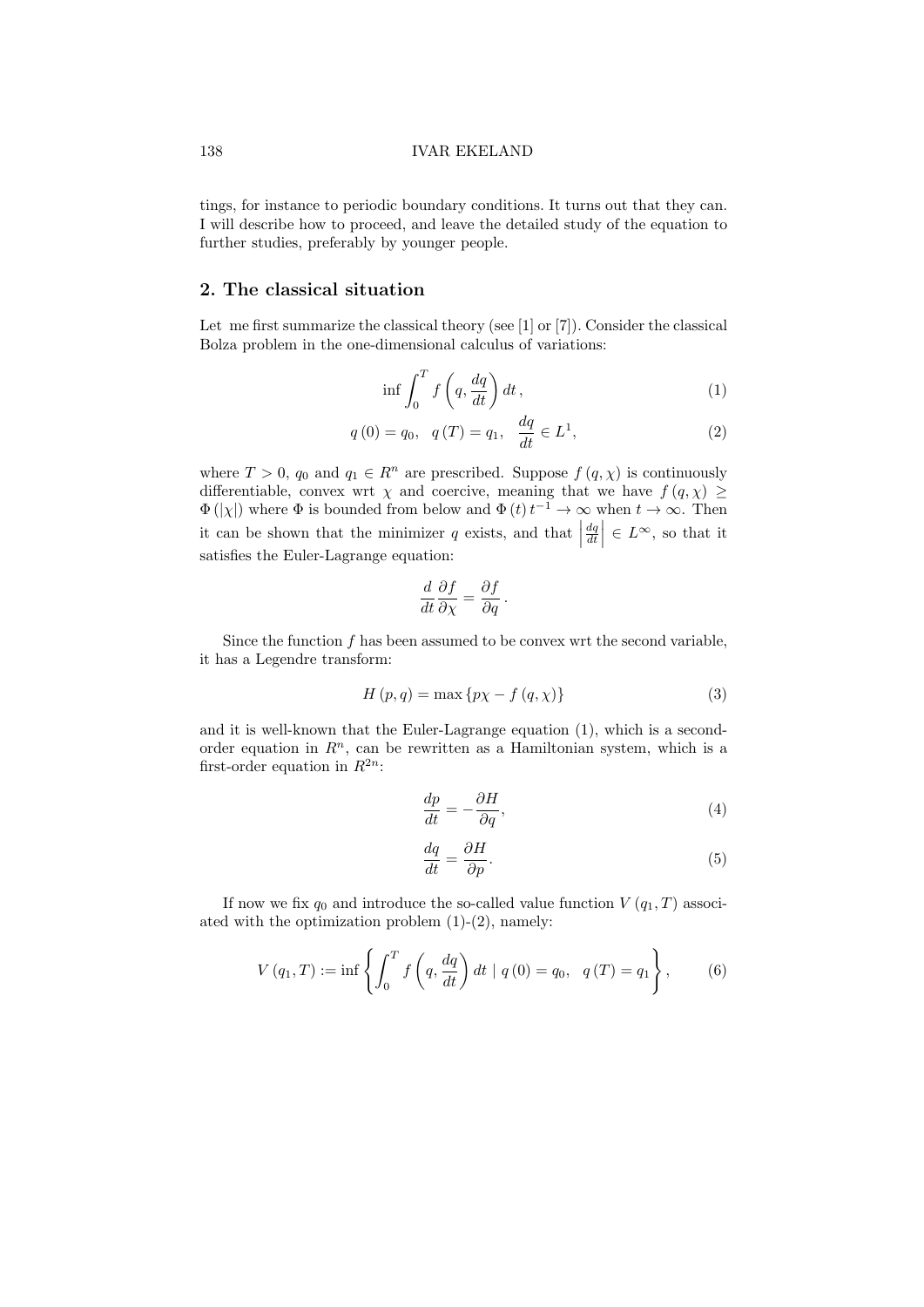tings, for instance to periodic boundary conditions. It turns out that they can. I will describe how to proceed, and leave the detailed study of the equation to further studies, preferably by younger people.

## 2. The classical situation

Let me first summarize the classical theory (see [1] or [7]). Consider the classical Bolza problem in the one-dimensional calculus of variations:

$$\inf \int_0^T f\left(q, \frac{dq}{dt}\right) dt \,, \tag{1}$$

$$q\left(0\right) = q_0, \quad q\left(T\right) = q_1, \quad \frac{dq}{dt} \in L^1, \tag{2}$$

where $T > 0$, $q_0$ and $q_1 \in R^n$ are prescribed. Suppose $f\left(q, \chi\right)$ is continuously differentiable, convex wrt $\chi$ and coercive, meaning that we have $f\left(q, \chi\right) \geq \Phi\left(|\chi|\right)$ where $\Phi$ is bounded from below and $\Phi\left(t\right) t^{-1} \to \infty$ when $t \to \infty$. Then it can be shown that the minimizer $q$ exists, and that $\left|\frac{dq}{dt}\right| \in L^\infty$, so that it satisfies the Euler-Lagrange equation:

$$\frac{d}{dt}\frac{\partial f}{\partial \chi} = \frac{\partial f}{\partial q} \,.$$

Since the function $f$ has been assumed to be convex wrt the second variable, it has a Legendre transform:

$$H\left(p, q\right) = \max\left\{p\chi - f\left(q, \chi\right)\right\} \tag{3}$$

and it is well-known that the Euler-Lagrange equation (1), which is a second-order equation in $R^n$, can be rewritten as a Hamiltonian system, which is a first-order equation in $R^{2n}$:

$$\frac{dp}{dt} = -\frac{\partial H}{\partial q}, \tag{4}$$

$$\frac{dq}{dt} = \frac{\partial H}{\partial p}. \tag{5}$$

If now we fix $q_0$ and introduce the so-called value function $V\left(q_1, T\right)$ associated with the optimization problem (1)-(2), namely:

$$V\left(q_1, T\right) := \inf\left\{\int_0^T f\left(q, \frac{dq}{dt}\right) dt \mid q\left(0\right) = q_0, \quad q\left(T\right) = q_1\right\}, \tag{6}$$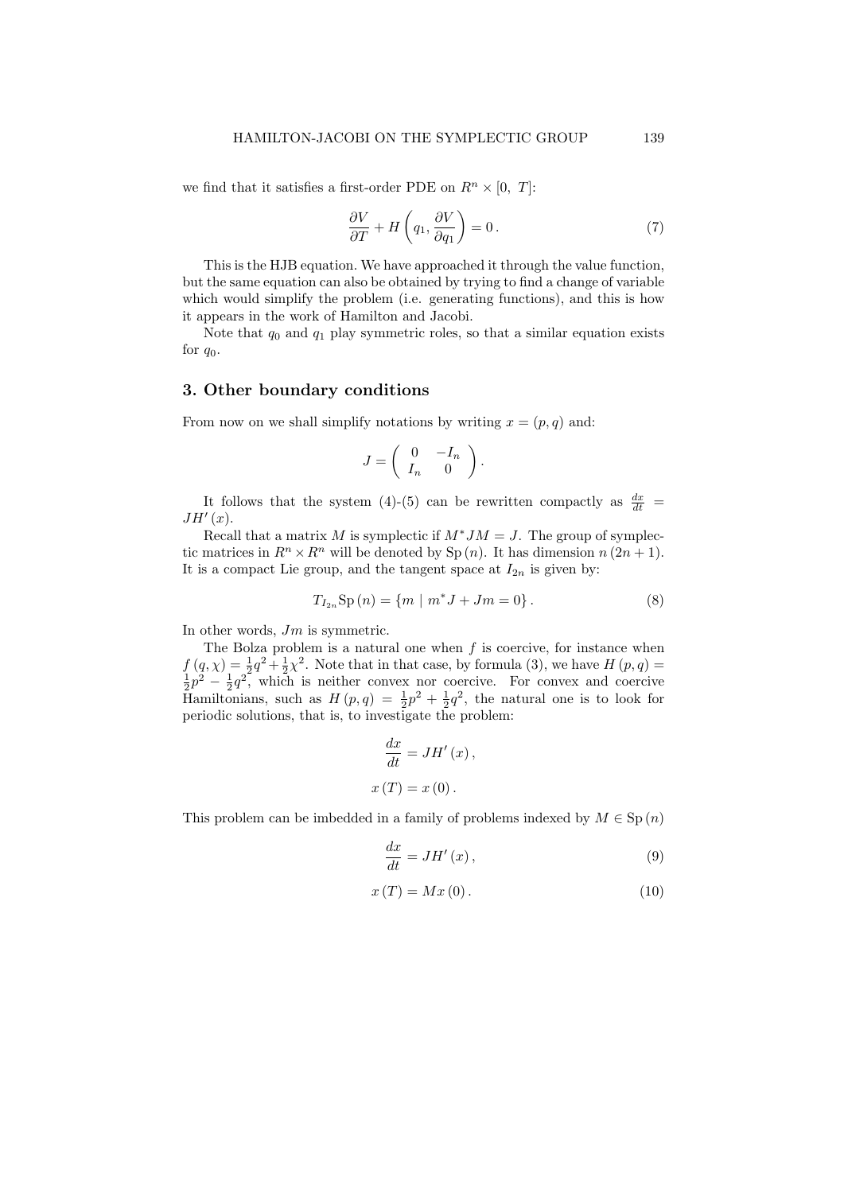we find that it satisfies a first-order PDE on $R^n \times [0,\ T]$:

$$\frac{\partial V}{\partial T} + H\left(q_1, \frac{\partial V}{\partial q_1}\right) = 0\,. \tag{7}$$

This is the HJB equation. We have approached it through the value function, but the same equation can also be obtained by trying to find a change of variable which would simplify the problem (i.e. generating functions), and this is how it appears in the work of Hamilton and Jacobi.

Note that $q_0$ and $q_1$ play symmetric roles, so that a similar equation exists for $q_0$.

## 3. Other boundary conditions

From now on we shall simplify notations by writing $x = (p, q)$ and:

$$J = \begin{pmatrix} 0 & -I_n \\ I_n & 0 \end{pmatrix}.$$

It follows that the system (4)-(5) can be rewritten compactly as $\frac{dx}{dt} = JH'(x)$.

Recall that a matrix $M$ is symplectic if $M^* J M = J$. The group of symplectic matrices in $R^n \times R^n$ will be denoted by $\mathrm{Sp}\,(n)$. It has dimension $n\,(2n+1)$. It is a compact Lie group, and the tangent space at $I_{2n}$ is given by:

$$T_{I_{2n}}\mathrm{Sp}\,(n) = \{m \mid m^* J + Jm = 0\}\,. \tag{8}$$

In other words, $Jm$ is symmetric.

The Bolza problem is a natural one when $f$ is coercive, for instance when $f\,(q, \chi) = \frac{1}{2}q^2 + \frac{1}{2}\chi^2$. Note that in that case, by formula (3), we have $H\,(p, q) = \frac{1}{2}p^2 - \frac{1}{2}q^2$, which is neither convex nor coercive. For convex and coercive Hamiltonians, such as $H\,(p, q) = \frac{1}{2}p^2 + \frac{1}{2}q^2$, the natural one is to look for periodic solutions, that is, to investigate the problem:

$$\frac{dx}{dt} = JH'(x)\,,$$

$$x\,(T) = x\,(0)\,.$$

This problem can be imbedded in a family of problems indexed by $M \in \mathrm{Sp}\,(n)$

$$\frac{dx}{dt} = JH'(x)\,, \tag{9}$$

$$x\,(T) = Mx\,(0)\,. \tag{10}$$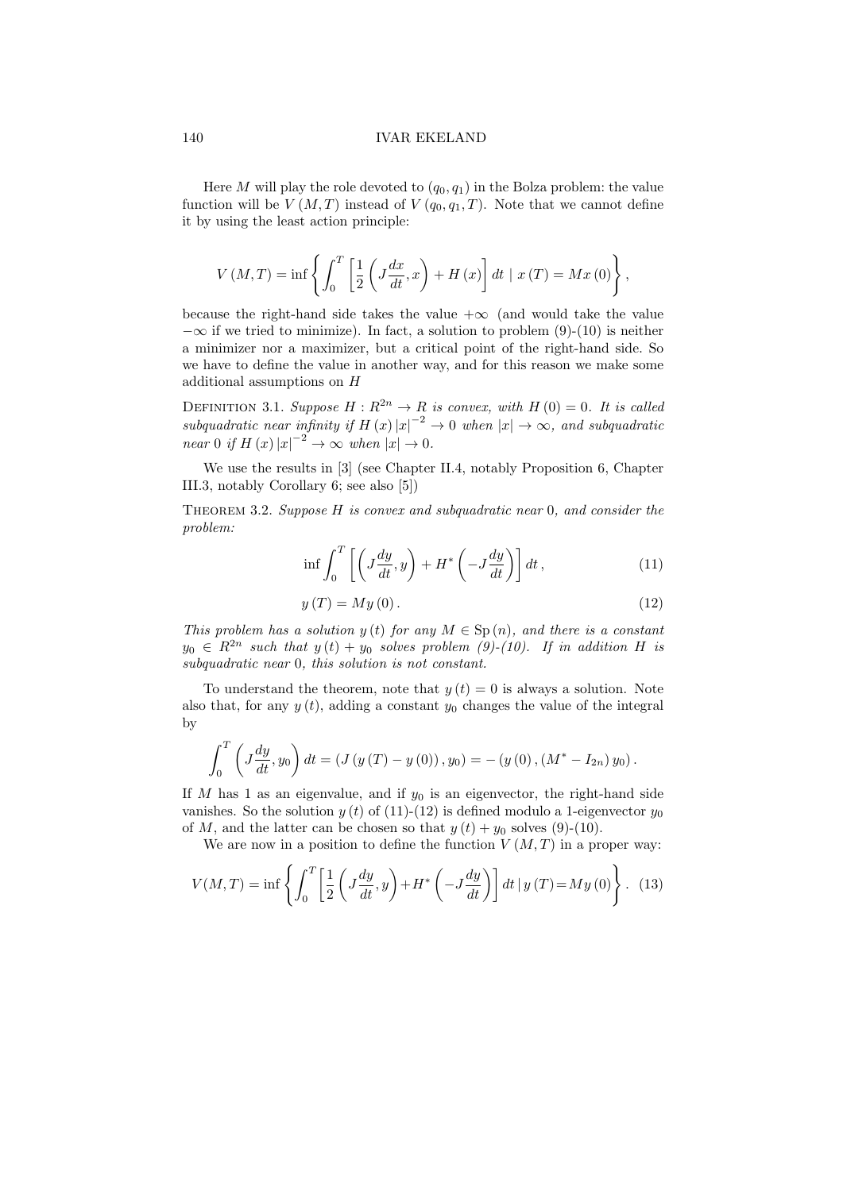Here $M$ will play the role devoted to $(q_0, q_1)$ in the Bolza problem: the value function will be $V(M,T)$ instead of $V(q_0, q_1, T)$. Note that we cannot define it by using the least action principle:

$$V(M,T) = \inf \left\{ \int_0^T \left[ \frac{1}{2} \left( J\frac{dx}{dt}, x \right) + H(x) \right] dt \mid x(T) = Mx(0) \right\},$$

because the right-hand side takes the value $+\infty$ (and would take the value $-\infty$ if we tried to minimize). In fact, a solution to problem (9)-(10) is neither a minimizer nor a maximizer, but a critical point of the right-hand side. So we have to define the value in another way, and for this reason we make some additional assumptions on $H$

Definition 3.1. *Suppose $H : R^{2n} \to R$ is convex, with $H(0) = 0$. It is called subquadratic near infinity if $H(x)|x|^{-2} \to 0$ when $|x| \to \infty$, and subquadratic near 0 if $H(x)|x|^{-2} \to \infty$ when $|x| \to 0$.*

We use the results in [3] (see Chapter II.4, notably Proposition 6, Chapter III.3, notably Corollary 6; see also [5])

Theorem 3.2. *Suppose $H$ is convex and subquadratic near 0, and consider the problem:*

$$\inf \int_0^T \left[ \left( J\frac{dy}{dt}, y \right) + H^* \left( -J\frac{dy}{dt} \right) \right] dt, \tag{11}$$

$$y(T) = My(0). \tag{12}$$

*This problem has a solution $y(t)$ for any $M \in \mathrm{Sp}(n)$, and there is a constant $y_0 \in R^{2n}$ such that $y(t) + y_0$ solves problem (9)-(10). If in addition $H$ is subquadratic near 0, this solution is not constant.*

To understand the theorem, note that $y(t) = 0$ is always a solution. Note also that, for any $y(t)$, adding a constant $y_0$ changes the value of the integral by

$$\int_0^T \left( J\frac{dy}{dt}, y_0 \right) dt = (J(y(T) - y(0)), y_0) = -(y(0), (M^* - I_{2n}) y_0).$$

If $M$ has 1 as an eigenvalue, and if $y_0$ is an eigenvector, the right-hand side vanishes. So the solution $y(t)$ of (11)-(12) is defined modulo a 1-eigenvector $y_0$ of $M$, and the latter can be chosen so that $y(t) + y_0$ solves (9)-(10).

We are now in a position to define the function $V(M,T)$ in a proper way:

$$V(M,T) = \inf \left\{ \int_0^T \left[ \frac{1}{2} \left( J\frac{dy}{dt}, y \right) + H^* \left( -J\frac{dy}{dt} \right) \right] dt \mid y(T) = My(0) \right\}. \tag{13}$$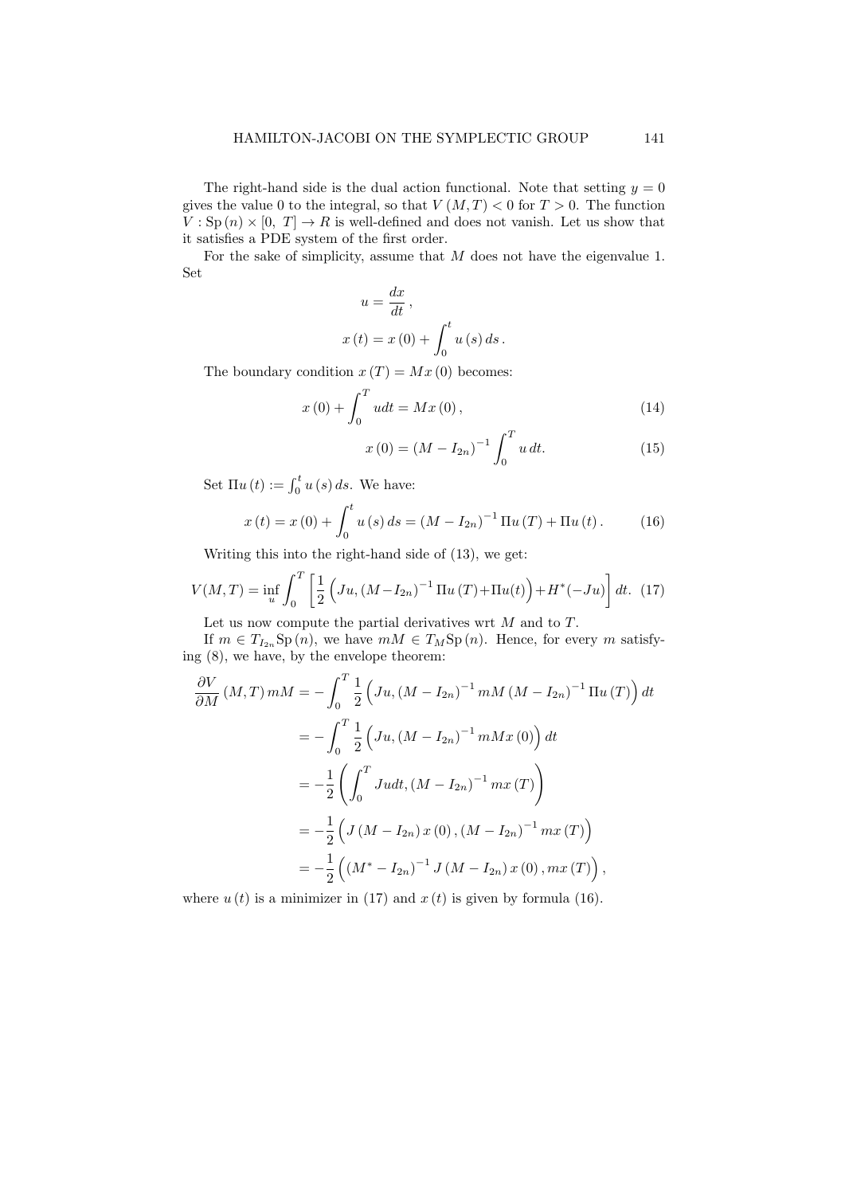The right-hand side is the dual action functional. Note that setting $y = 0$ gives the value 0 to the integral, so that $V(M, T) < 0$ for $T > 0$. The function $V : \mathrm{Sp}(n) \times [0,\ T] \to R$ is well-defined and does not vanish. Let us show that it satisfies a PDE system of the first order.

For the sake of simplicity, assume that $M$ does not have the eigenvalue 1. Set

$$u = \frac{dx}{dt},$$

$$x(t) = x(0) + \int_0^t u(s)\, ds.$$

The boundary condition $x(T) = Mx(0)$ becomes:

$$x(0) + \int_0^T u dt = Mx(0), \tag{14}$$

$$x(0) = (M - I_{2n})^{-1} \int_0^T u\, dt. \tag{15}$$

Set $\Pi u(t) := \int_0^t u(s)\, ds$. We have:

$$x(t) = x(0) + \int_0^t u(s)\, ds = (M - I_{2n})^{-1} \Pi u(T) + \Pi u(t). \tag{16}$$

Writing this into the right-hand side of (13), we get:

$$V(M,T) = \inf_u \int_0^T \left[ \frac{1}{2} \Big( Ju, (M - I_{2n})^{-1} \Pi u(T) + \Pi u(t) \Big) + H^*(-Ju) \right] dt. \tag{17}$$

Let us now compute the partial derivatives wrt $M$ and to $T$.

If $m \in T_{I_{2n}} \mathrm{Sp}(n)$, we have $mM \in T_M \mathrm{Sp}(n)$. Hence, for every $m$ satisfying (8), we have, by the envelope theorem:

$$\begin{aligned}
\frac{\partial V}{\partial M}(M,T)\, mM &= -\int_0^T \frac{1}{2} \Big( Ju, (M - I_{2n})^{-1} mM (M - I_{2n})^{-1} \Pi u(T) \Big) dt \\
&= -\int_0^T \frac{1}{2} \Big( Ju, (M - I_{2n})^{-1} mMx(0) \Big) dt \\
&= -\frac{1}{2} \left( \int_0^T Ju dt, (M - I_{2n})^{-1} mx(T) \right) \\
&= -\frac{1}{2} \Big( J(M - I_{2n})\, x(0), (M - I_{2n})^{-1} mx(T) \Big) \\
&= -\frac{1}{2} \Big( (M^* - I_{2n})^{-1} J (M - I_{2n})\, x(0), mx(T) \Big),
\end{aligned}$$

where $u(t)$ is a minimizer in (17) and $x(t)$ is given by formula (16).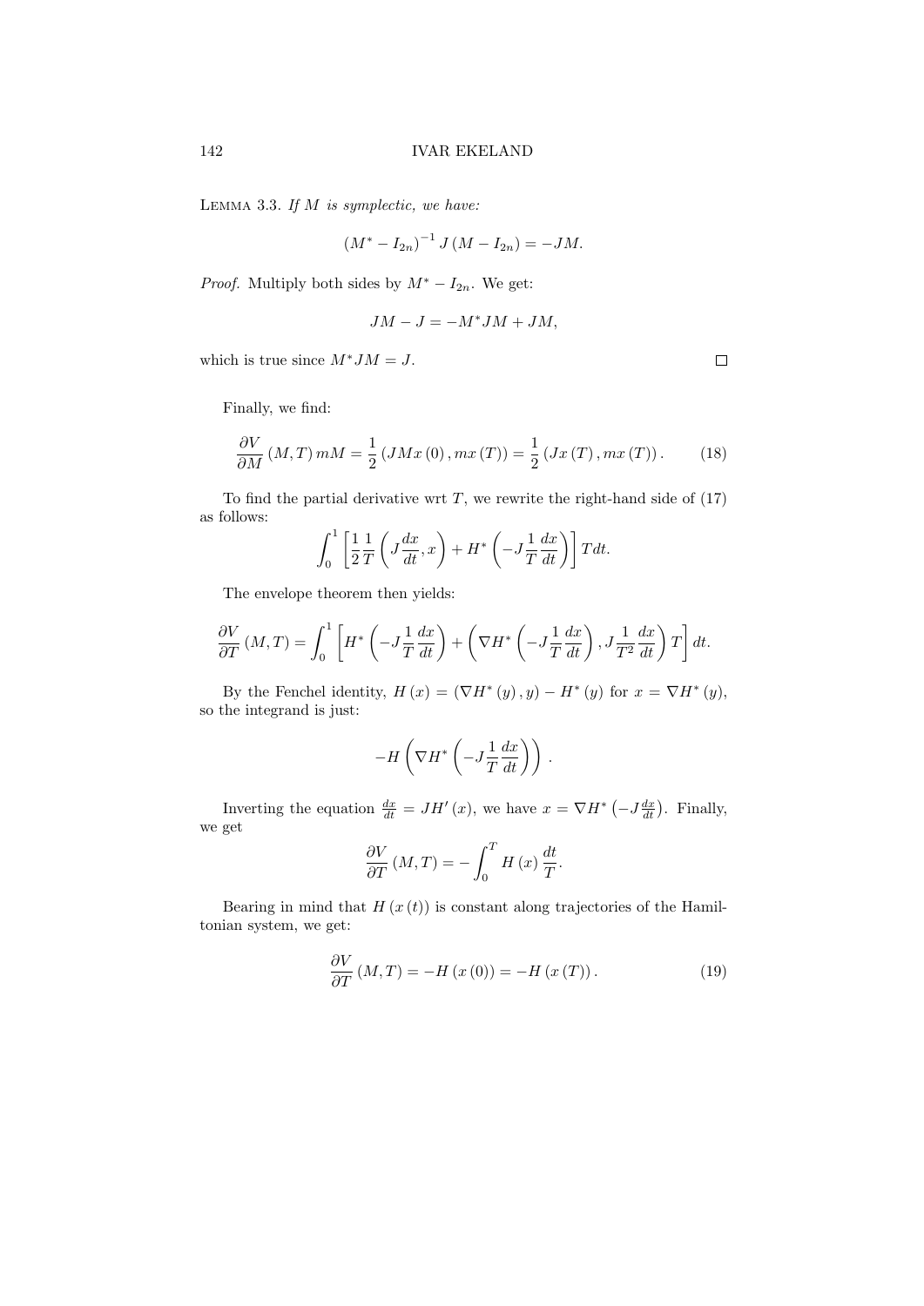**Lemma 3.3.** *If $M$ is symplectic, we have:*

$$\left(M^* - I_{2n}\right)^{-1} J \left(M - I_{2n}\right) = -JM.$$

*Proof.* Multiply both sides by $M^* - I_{2n}$. We get:

$$JM - J = -M^* JM + JM,$$

which is true since $M^* JM = J$. $\square$

Finally, we find:

$$\frac{\partial V}{\partial M}\left(M, T\right) mM = \frac{1}{2}\left(JMx\left(0\right), mx\left(T\right)\right) = \frac{1}{2}\left(Jx\left(T\right), mx\left(T\right)\right). \tag{18}$$

To find the partial derivative wrt $T$, we rewrite the right-hand side of (17) as follows:

$$\int_0^1 \left[\frac{1}{2}\frac{1}{T}\left(J\frac{dx}{dt}, x\right) + H^*\left(-J\frac{1}{T}\frac{dx}{dt}\right)\right] T dt.$$

The envelope theorem then yields:

$$\frac{\partial V}{\partial T}\left(M, T\right) = \int_0^1 \left[H^*\left(-J\frac{1}{T}\frac{dx}{dt}\right) + \left(\nabla H^*\left(-J\frac{1}{T}\frac{dx}{dt}\right), J\frac{1}{T^2}\frac{dx}{dt}\right) T\right] dt.$$

By the Fenchel identity, $H\left(x\right) = \left(\nabla H^*\left(y\right), y\right) - H^*\left(y\right)$ for $x = \nabla H^*\left(y\right)$, so the integrand is just:

$$-H\left(\nabla H^*\left(-J\frac{1}{T}\frac{dx}{dt}\right)\right).$$

Inverting the equation $\frac{dx}{dt} = JH'\left(x\right)$, we have $x = \nabla H^*\left(-J\frac{dx}{dt}\right)$. Finally, we get

$$\frac{\partial V}{\partial T}\left(M, T\right) = -\int_0^T H\left(x\right)\frac{dt}{T}.$$

Bearing in mind that $H\left(x\left(t\right)\right)$ is constant along trajectories of the Hamiltonian system, we get:

$$\frac{\partial V}{\partial T}\left(M, T\right) = -H\left(x\left(0\right)\right) = -H\left(x\left(T\right)\right). \tag{19}$$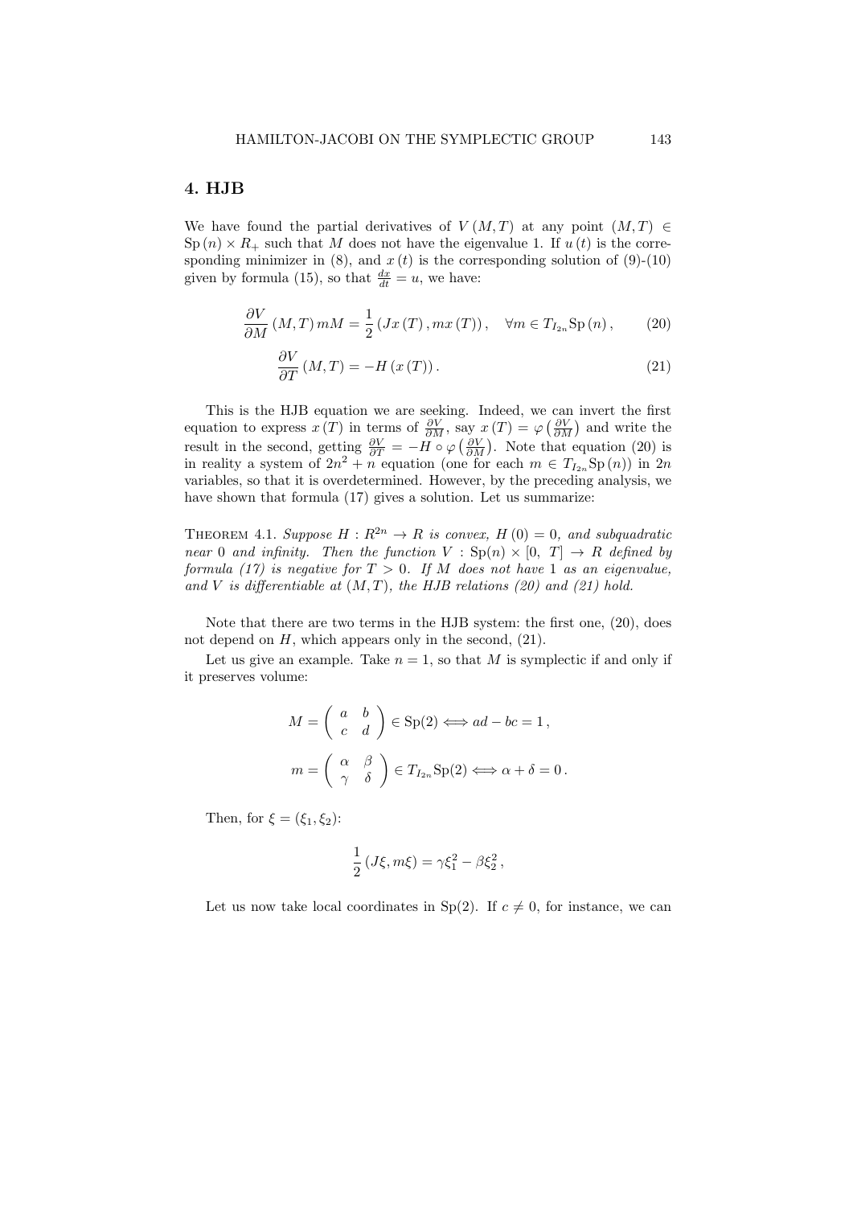## 4. HJB

We have found the partial derivatives of $V(M,T)$ at any point $(M,T) \in \mathrm{Sp}(n) \times R_+$ such that $M$ does not have the eigenvalue 1. If $u(t)$ is the corresponding minimizer in (8), and $x(t)$ is the corresponding solution of (9)-(10) given by formula (15), so that $\frac{dx}{dt} = u$, we have:

$$\frac{\partial V}{\partial M}(M,T)\, mM = \frac{1}{2}\left(Jx(T), mx(T)\right), \quad \forall m \in T_{I_{2n}}\mathrm{Sp}(n), \tag{20}$$

$$\frac{\partial V}{\partial T}(M,T) = -H(x(T)). \tag{21}$$

This is the HJB equation we are seeking. Indeed, we can invert the first equation to express $x(T)$ in terms of $\frac{\partial V}{\partial M}$, say $x(T) = \varphi\left(\frac{\partial V}{\partial M}\right)$ and write the result in the second, getting $\frac{\partial V}{\partial T} = -H \circ \varphi\left(\frac{\partial V}{\partial M}\right)$. Note that equation (20) is in reality a system of $2n^2 + n$ equation (one for each $m \in T_{I_{2n}}\mathrm{Sp}(n)$) in $2n$ variables, so that it is overdetermined. However, by the preceding analysis, we have shown that formula (17) gives a solution. Let us summarize:

**Theorem 4.1.** *Suppose $H : R^{2n} \to R$ is convex, $H(0) = 0$, and subquadratic near 0 and infinity. Then the function $V : \mathrm{Sp}(n) \times [0,\ T] \to R$ defined by formula (17) is negative for $T > 0$. If $M$ does not have 1 as an eigenvalue, and $V$ is differentiable at $(M,T)$, the HJB relations (20) and (21) hold.*

Note that there are two terms in the HJB system: the first one, (20), does not depend on $H$, which appears only in the second, (21).

Let us give an example. Take $n = 1$, so that $M$ is symplectic if and only if it preserves volume:

$$M = \begin{pmatrix} a & b \\ c & d \end{pmatrix} \in \mathrm{Sp}(2) \Longleftrightarrow ad - bc = 1\,,$$

$$m = \begin{pmatrix} \alpha & \beta \\ \gamma & \delta \end{pmatrix} \in T_{I_{2n}}\mathrm{Sp}(2) \Longleftrightarrow \alpha + \delta = 0\,.$$

Then, for $\xi = (\xi_1, \xi_2)$:

$$\frac{1}{2}(J\xi, m\xi) = \gamma\xi_1^2 - \beta\xi_2^2\,,$$

Let us now take local coordinates in $\mathrm{Sp}(2)$. If $c \neq 0$, for instance, we can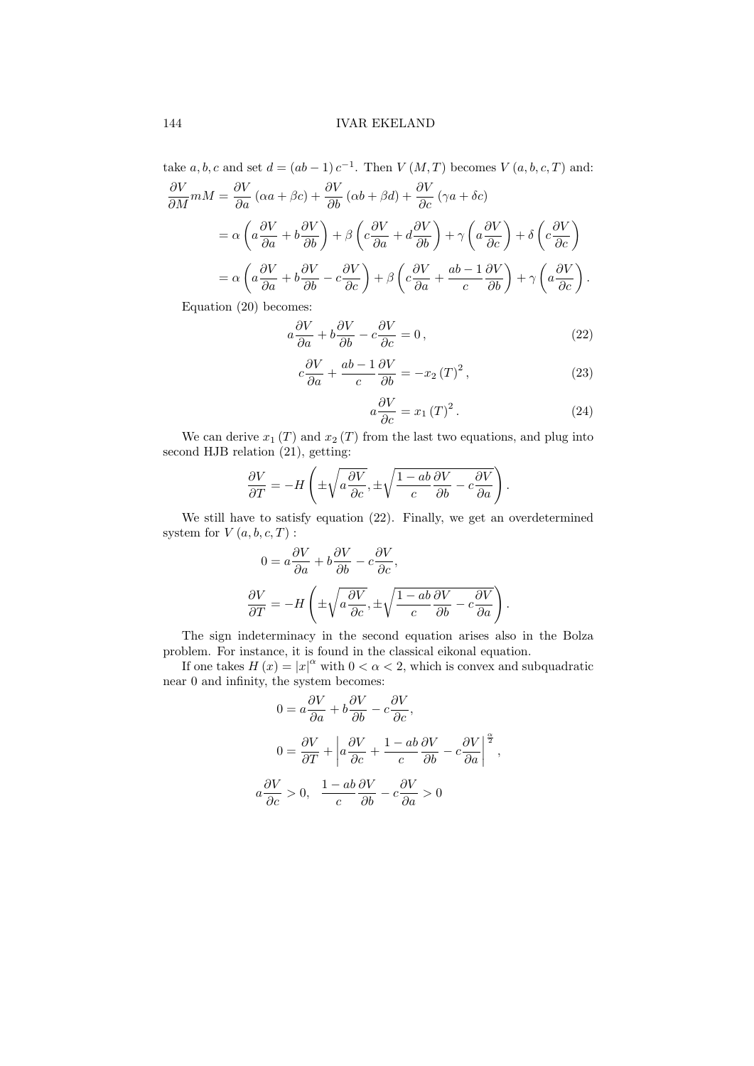take $a, b, c$ and set $d = (ab - 1)\, c^{-1}$. Then $V(M, T)$ becomes $V(a, b, c, T)$ and:

$$
\begin{aligned}
\frac{\partial V}{\partial M} mM &= \frac{\partial V}{\partial a}(\alpha a + \beta c) + \frac{\partial V}{\partial b}(\alpha b + \beta d) + \frac{\partial V}{\partial c}(\gamma a + \delta c) \\
&= \alpha \left( a \frac{\partial V}{\partial a} + b \frac{\partial V}{\partial b} \right) + \beta \left( c \frac{\partial V}{\partial a} + d \frac{\partial V}{\partial b} \right) + \gamma \left( a \frac{\partial V}{\partial c} \right) + \delta \left( c \frac{\partial V}{\partial c} \right) \\
&= \alpha \left( a \frac{\partial V}{\partial a} + b \frac{\partial V}{\partial b} - c \frac{\partial V}{\partial c} \right) + \beta \left( c \frac{\partial V}{\partial a} + \frac{ab - 1}{c} \frac{\partial V}{\partial b} \right) + \gamma \left( a \frac{\partial V}{\partial c} \right).
\end{aligned}
$$

Equation (20) becomes:

$$
a \frac{\partial V}{\partial a} + b \frac{\partial V}{\partial b} - c \frac{\partial V}{\partial c} = 0\,, \tag{22}
$$

$$
c \frac{\partial V}{\partial a} + \frac{ab - 1}{c} \frac{\partial V}{\partial b} = -x_2(T)^2\,, \tag{23}
$$

$$
a \frac{\partial V}{\partial c} = x_1(T)^2\,. \tag{24}
$$

We can derive $x_1(T)$ and $x_2(T)$ from the last two equations, and plug into second HJB relation (21), getting:

$$
\frac{\partial V}{\partial T} = -H\left( \pm \sqrt{a \frac{\partial V}{\partial c}}, \pm \sqrt{\frac{1 - ab}{c} \frac{\partial V}{\partial b} - c \frac{\partial V}{\partial a}} \right).
$$

We still have to satisfy equation (22). Finally, we get an overdetermined system for $V(a, b, c, T)$ :

$$
\begin{aligned}
0 &= a \frac{\partial V}{\partial a} + b \frac{\partial V}{\partial b} - c \frac{\partial V}{\partial c}, \\
\frac{\partial V}{\partial T} &= -H\left( \pm \sqrt{a \frac{\partial V}{\partial c}}, \pm \sqrt{\frac{1 - ab}{c} \frac{\partial V}{\partial b} - c \frac{\partial V}{\partial a}} \right).
\end{aligned}
$$

The sign indeterminacy in the second equation arises also in the Bolza problem. For instance, it is found in the classical eikonal equation.

If one takes $H(x) = |x|^{\alpha}$ with $0 < \alpha < 2$, which is convex and subquadratic near 0 and infinity, the system becomes:

$$
\begin{aligned}
0 &= a \frac{\partial V}{\partial a} + b \frac{\partial V}{\partial b} - c \frac{\partial V}{\partial c}, \\
0 &= \frac{\partial V}{\partial T} + \left| a \frac{\partial V}{\partial c} + \frac{1 - ab}{c} \frac{\partial V}{\partial b} - c \frac{\partial V}{\partial a} \right|^{\frac{\alpha}{2}}, \\
a \frac{\partial V}{\partial c} &> 0, \quad \frac{1 - ab}{c} \frac{\partial V}{\partial b} - c \frac{\partial V}{\partial a} > 0
\end{aligned}
$$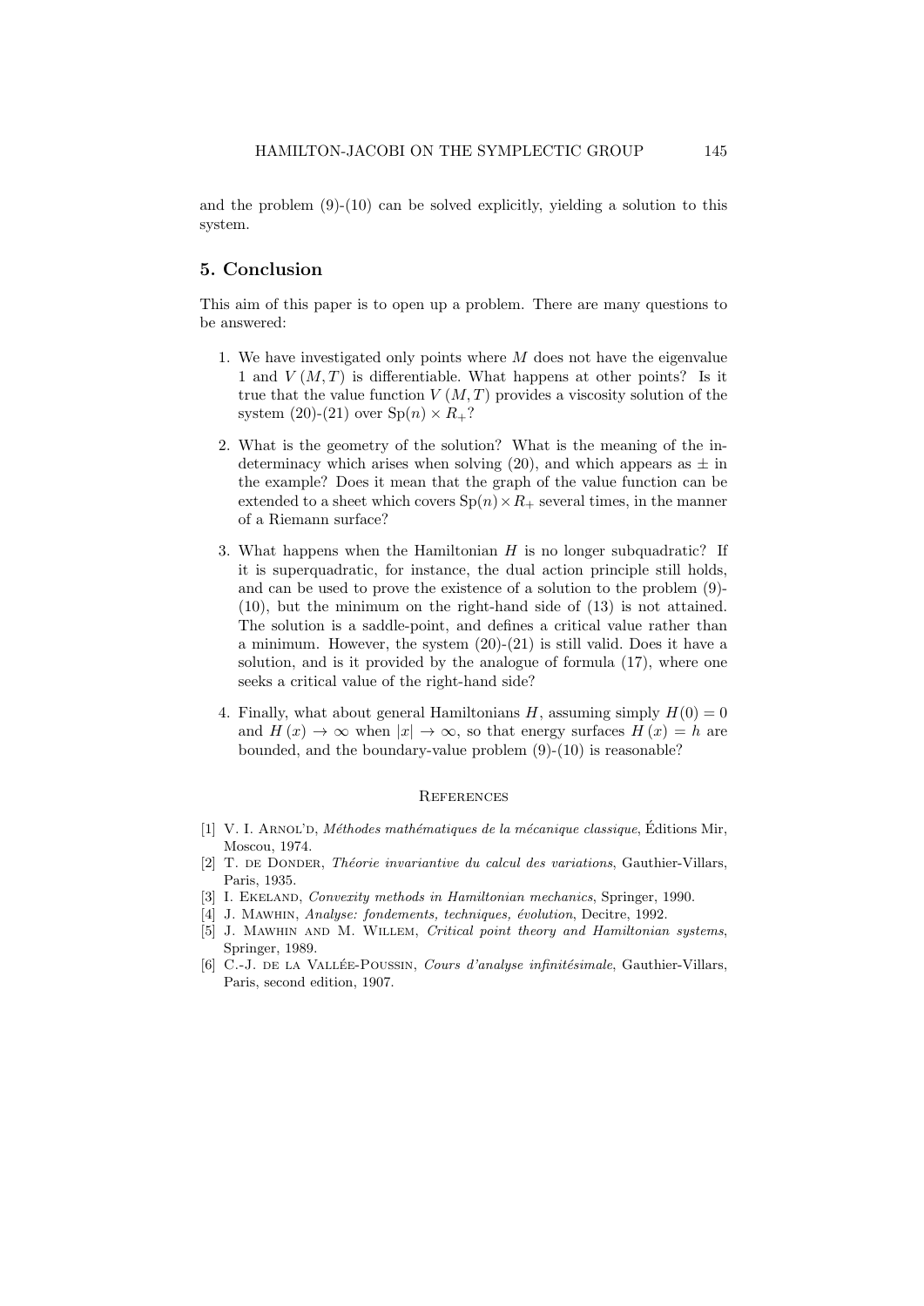and the problem (9)-(10) can be solved explicitly, yielding a solution to this system.

## 5. Conclusion

This aim of this paper is to open up a problem. There are many questions to be answered:

1. We have investigated only points where $M$ does not have the eigenvalue 1 and $V(M,T)$ is differentiable. What happens at other points? Is it true that the value function $V(M,T)$ provides a viscosity solution of the system (20)-(21) over $\mathrm{Sp}(n) \times R_+$?

2. What is the geometry of the solution? What is the meaning of the indeterminacy which arises when solving (20), and which appears as $\pm$ in the example? Does it mean that the graph of the value function can be extended to a sheet which covers $\mathrm{Sp}(n) \times R_+$ several times, in the manner of a Riemann surface?

3. What happens when the Hamiltonian $H$ is no longer subquadratic? If it is superquadratic, for instance, the dual action principle still holds, and can be used to prove the existence of a solution to the problem (9)-(10), but the minimum on the right-hand side of (13) is not attained. The solution is a saddle-point, and defines a critical value rather than a minimum. However, the system (20)-(21) is still valid. Does it have a solution, and is it provided by the analogue of formula (17), where one seeks a critical value of the right-hand side?

4. Finally, what about general Hamiltonians $H$, assuming simply $H(0) = 0$ and $H(x) \to \infty$ when $|x| \to \infty$, so that energy surfaces $H(x) = h$ are bounded, and the boundary-value problem (9)-(10) is reasonable?

### References

[1] V. I. Arnol'd, *Méthodes mathématiques de la mécanique classique*, Éditions Mir, Moscou, 1974.

[2] T. de Donder, *Théorie invariantive du calcul des variations*, Gauthier-Villars, Paris, 1935.

[3] I. Ekeland, *Convexity methods in Hamiltonian mechanics*, Springer, 1990.

[4] J. Mawhin, *Analyse: fondements, techniques, évolution*, Decitre, 1992.

[5] J. Mawhin and M. Willem, *Critical point theory and Hamiltonian systems*, Springer, 1989.

[6] C.-J. de la Vallée-Poussin, *Cours d'analyse infinitésimale*, Gauthier-Villars, Paris, second edition, 1907.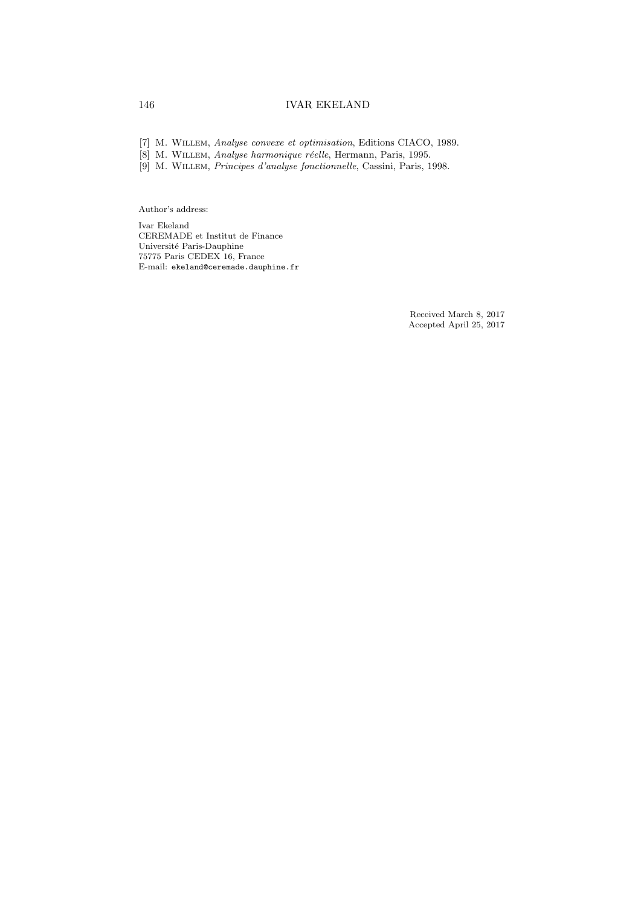[7] M. Willem, *Analyse convexe et optimisation*, Editions CIACO, 1989.

[8] M. Willem, *Analyse harmonique réelle*, Hermann, Paris, 1995.

[9] M. Willem, *Principes d'analyse fonctionnelle*, Cassini, Paris, 1998.

Author's address:

Ivar Ekeland
CEREMADE et Institut de Finance
Université Paris-Dauphine
75775 Paris CEDEX 16, France
E-mail: ekeland@ceremade.dauphine.fr

Received March 8, 2017
Accepted April 25, 2017